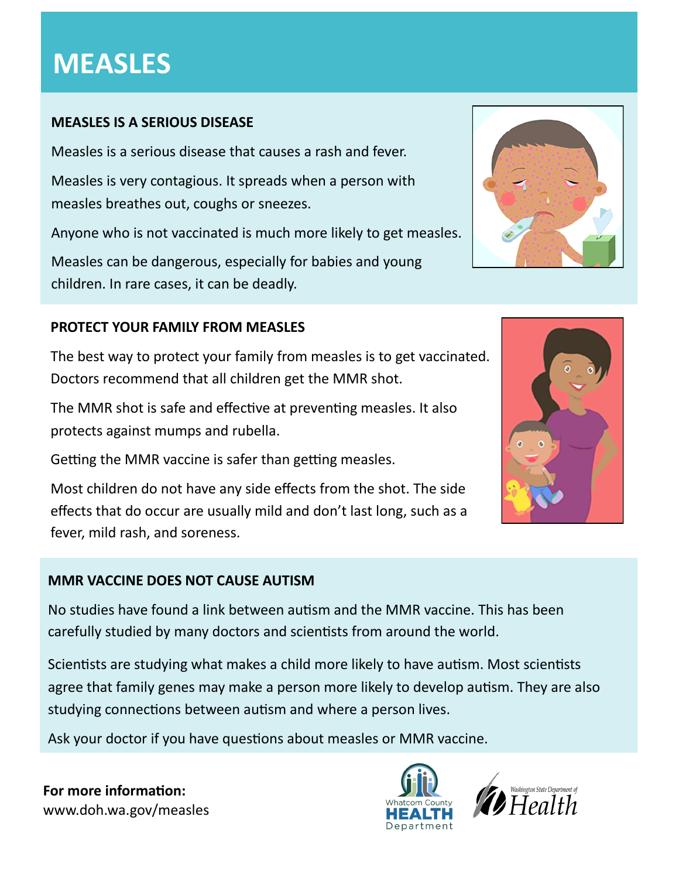# MEASLES

## MEASLES IS A SERIOUS DISEASE

Measles is a serious disease that causes a rash and fever.

Measles is very contagious. It spreads when a person with measles breathes out, coughs or sneezes.

Anyone who is not vaccinated is much more likely to get measles.

Measles can be dangerous, especially for babies and young children. In rare cases, it can be deadly.

## PROTECT YOUR FAMILY FROM MEASLES

The best way to protect your family from measles is to get vaccinated. Doctors recommend that all children get the MMR shot.

The MMR shot is safe and effective at preventing measles. It also protects against mumps and rubella.

Getting the MMR vaccine is safer than getting measles.

Most children do not have any side effects from the shot. The side effects that do occur are usually mild and don't last long, such as a fever, mild rash, and soreness.

## MMR VACCINE DOES NOT CAUSE AUTISM

No studies have found a link between autism and the MMR vaccine. This has been carefully studied by many doctors and scientists from around the world.

Scientists are studying what makes a child more likely to have autism. Most scientists agree that family genes may make a person more likely to develop autism. They are also studying connections between autism and where a person lives.

Ask your doctor if you have questions about measles or MMR vaccine.

**For more information:**
www.doh.wa.gov/measles

Whatcom County HEALTH Department

Washington State Department of Health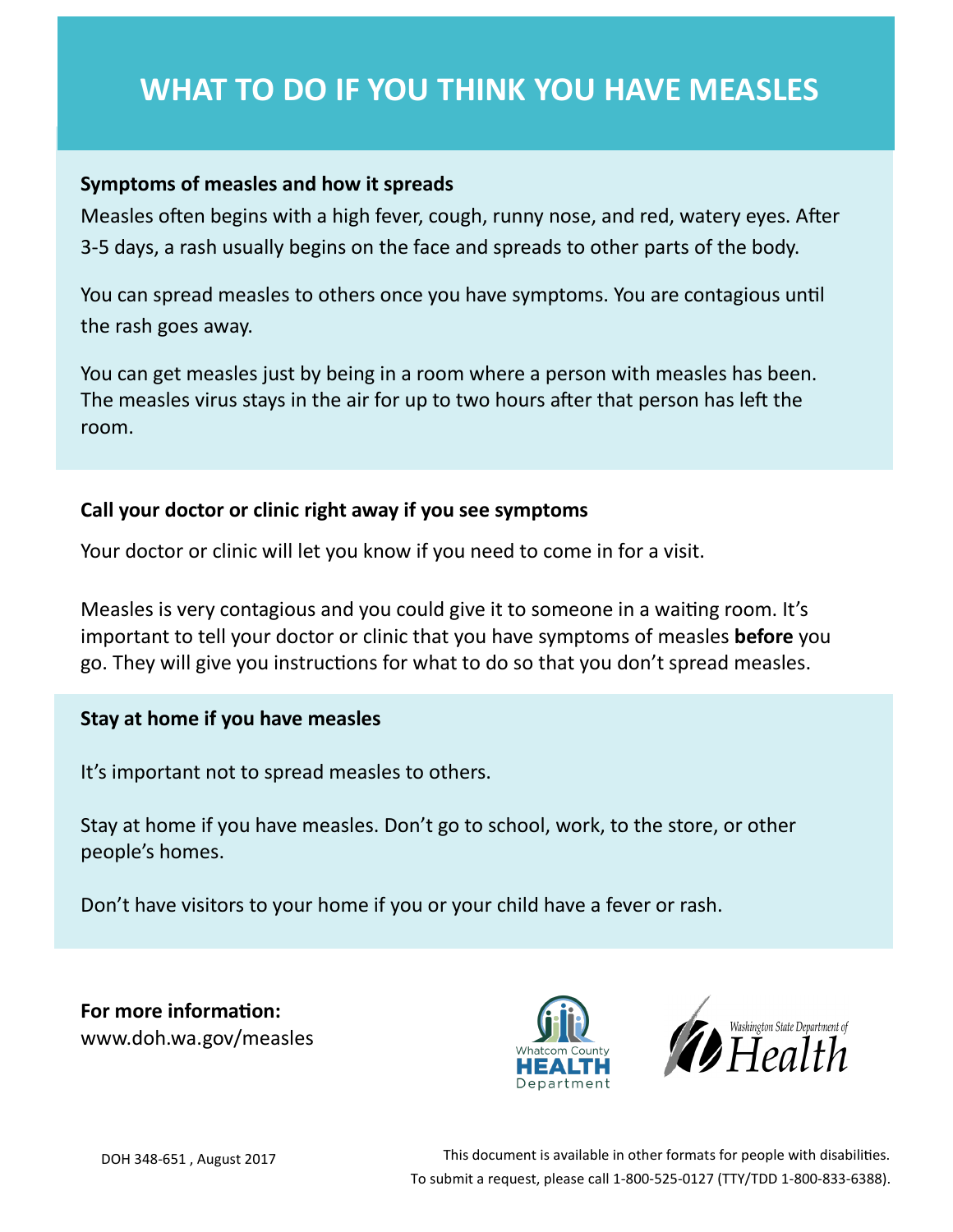# WHAT TO DO IF YOU THINK YOU HAVE MEASLES

**Symptoms of measles and how it spreads**

Measles often begins with a high fever, cough, runny nose, and red, watery eyes. After 3-5 days, a rash usually begins on the face and spreads to other parts of the body.

You can spread measles to others once you have symptoms. You are contagious until the rash goes away.

You can get measles just by being in a room where a person with measles has been. The measles virus stays in the air for up to two hours after that person has left the room.

**Call your doctor or clinic right away if you see symptoms**

Your doctor or clinic will let you know if you need to come in for a visit.

Measles is very contagious and you could give it to someone in a waiting room. It's important to tell your doctor or clinic that you have symptoms of measles **before** you go. They will give you instructions for what to do so that you don't spread measles.

**Stay at home if you have measles**

It's important not to spread measles to others.

Stay at home if you have measles. Don't go to school, work, to the store, or other people's homes.

Don't have visitors to your home if you or your child have a fever or rash.

**For more information:**
www.doh.wa.gov/measles

Whatcom County HEALTH Department

Washington State Department of Health

DOH 348-651 , August 2017

This document is available in other formats for people with disabilities. To submit a request, please call 1-800-525-0127 (TTY/TDD 1-800-833-6388).